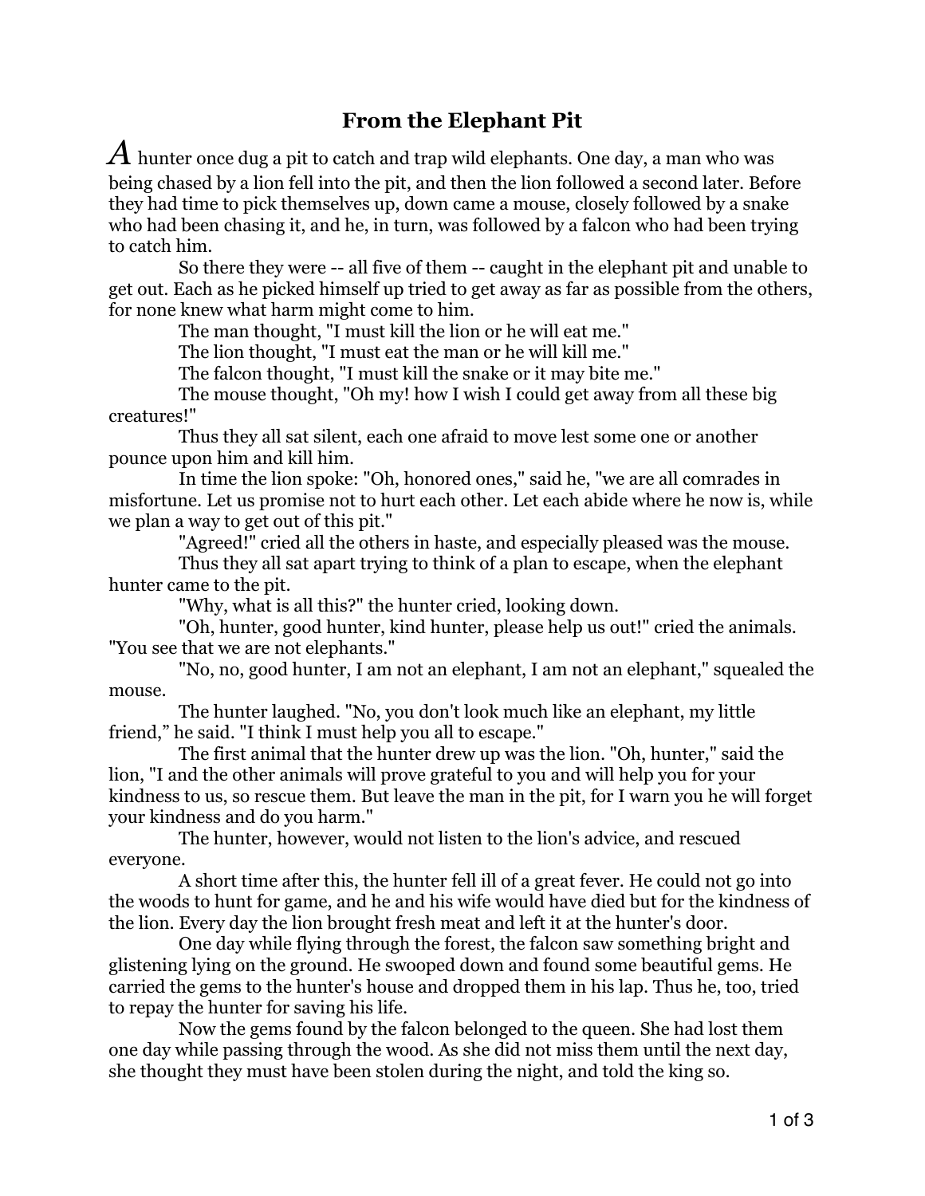# From the Elephant Pit

A hunter once dug a pit to catch and trap wild elephants. One day, a man who was being chased by a lion fell into the pit, and then the lion followed a second later. Before they had time to pick themselves up, down came a mouse, closely followed by a snake who had been chasing it, and he, in turn, was followed by a falcon who had been trying to catch him.

So there they were -- all five of them -- caught in the elephant pit and unable to get out. Each as he picked himself up tried to get away as far as possible from the others, for none knew what harm might come to him.

The man thought, "I must kill the lion or he will eat me."

The lion thought, "I must eat the man or he will kill me."

The falcon thought, "I must kill the snake or it may bite me."

The mouse thought, "Oh my! how I wish I could get away from all these big creatures!"

Thus they all sat silent, each one afraid to move lest some one or another pounce upon him and kill him.

In time the lion spoke: "Oh, honored ones," said he, "we are all comrades in misfortune. Let us promise not to hurt each other. Let each abide where he now is, while we plan a way to get out of this pit."

"Agreed!" cried all the others in haste, and especially pleased was the mouse.

Thus they all sat apart trying to think of a plan to escape, when the elephant hunter came to the pit.

"Why, what is all this?" the hunter cried, looking down.

"Oh, hunter, good hunter, kind hunter, please help us out!" cried the animals. "You see that we are not elephants."

"No, no, good hunter, I am not an elephant, I am not an elephant," squealed the mouse.

The hunter laughed. "No, you don't look much like an elephant, my little friend," he said. "I think I must help you all to escape."

The first animal that the hunter drew up was the lion. "Oh, hunter," said the lion, "I and the other animals will prove grateful to you and will help you for your kindness to us, so rescue them. But leave the man in the pit, for I warn you he will forget your kindness and do you harm."

The hunter, however, would not listen to the lion's advice, and rescued everyone.

A short time after this, the hunter fell ill of a great fever. He could not go into the woods to hunt for game, and he and his wife would have died but for the kindness of the lion. Every day the lion brought fresh meat and left it at the hunter's door.

One day while flying through the forest, the falcon saw something bright and glistening lying on the ground. He swooped down and found some beautiful gems. He carried the gems to the hunter's house and dropped them in his lap. Thus he, too, tried to repay the hunter for saving his life.

Now the gems found by the falcon belonged to the queen. She had lost them one day while passing through the wood. As she did not miss them until the next day, she thought they must have been stolen during the night, and told the king so.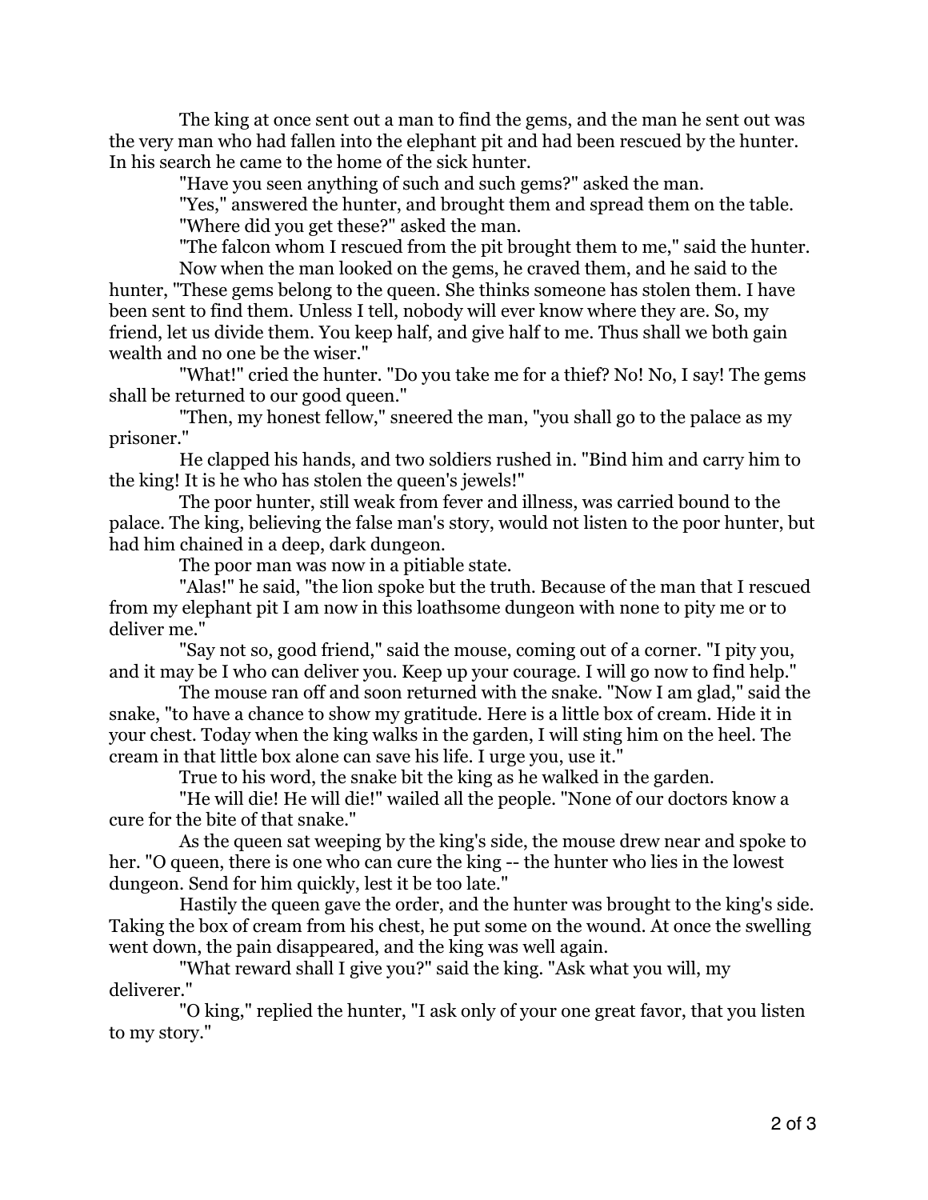The king at once sent out a man to find the gems, and the man he sent out was the very man who had fallen into the elephant pit and had been rescued by the hunter. In his search he came to the home of the sick hunter.

"Have you seen anything of such and such gems?" asked the man.

"Yes," answered the hunter, and brought them and spread them on the table.

"Where did you get these?" asked the man.

"The falcon whom I rescued from the pit brought them to me," said the hunter.

Now when the man looked on the gems, he craved them, and he said to the hunter, "These gems belong to the queen. She thinks someone has stolen them. I have been sent to find them. Unless I tell, nobody will ever know where they are. So, my friend, let us divide them. You keep half, and give half to me. Thus shall we both gain wealth and no one be the wiser."

"What!" cried the hunter. "Do you take me for a thief? No! No, I say! The gems shall be returned to our good queen."

"Then, my honest fellow," sneered the man, "you shall go to the palace as my prisoner."

He clapped his hands, and two soldiers rushed in. "Bind him and carry him to the king! It is he who has stolen the queen's jewels!"

The poor hunter, still weak from fever and illness, was carried bound to the palace. The king, believing the false man's story, would not listen to the poor hunter, but had him chained in a deep, dark dungeon.

The poor man was now in a pitiable state.

"Alas!" he said, "the lion spoke but the truth. Because of the man that I rescued from my elephant pit I am now in this loathsome dungeon with none to pity me or to deliver me."

"Say not so, good friend," said the mouse, coming out of a corner. "I pity you, and it may be I who can deliver you. Keep up your courage. I will go now to find help."

The mouse ran off and soon returned with the snake. "Now I am glad," said the snake, "to have a chance to show my gratitude. Here is a little box of cream. Hide it in your chest. Today when the king walks in the garden, I will sting him on the heel. The cream in that little box alone can save his life. I urge you, use it."

True to his word, the snake bit the king as he walked in the garden.

"He will die! He will die!" wailed all the people. "None of our doctors know a cure for the bite of that snake."

As the queen sat weeping by the king's side, the mouse drew near and spoke to her. "O queen, there is one who can cure the king -- the hunter who lies in the lowest dungeon. Send for him quickly, lest it be too late."

Hastily the queen gave the order, and the hunter was brought to the king's side. Taking the box of cream from his chest, he put some on the wound. At once the swelling went down, the pain disappeared, and the king was well again.

"What reward shall I give you?" said the king. "Ask what you will, my deliverer."

"O king," replied the hunter, "I ask only of your one great favor, that you listen to my story."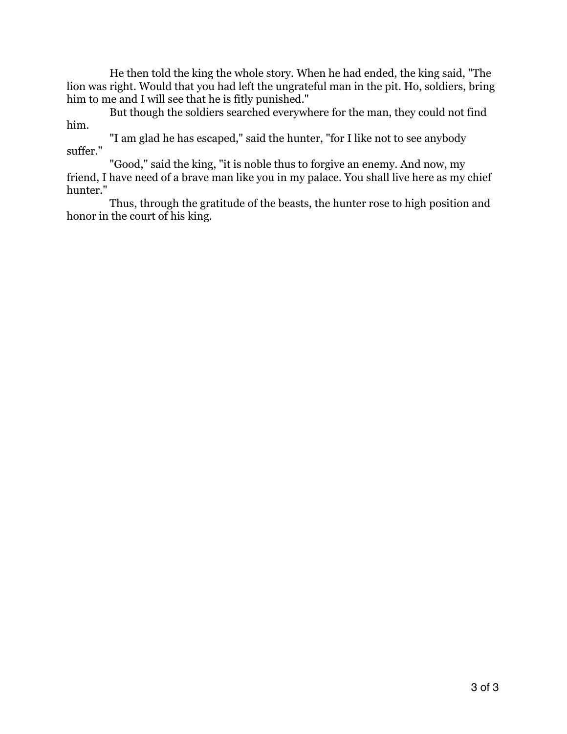He then told the king the whole story. When he had ended, the king said, "The lion was right. Would that you had left the ungrateful man in the pit. Ho, soldiers, bring him to me and I will see that he is fitly punished."

But though the soldiers searched everywhere for the man, they could not find him.

"I am glad he has escaped," said the hunter, "for I like not to see anybody suffer."

"Good," said the king, "it is noble thus to forgive an enemy. And now, my friend, I have need of a brave man like you in my palace. You shall live here as my chief hunter."

Thus, through the gratitude of the beasts, the hunter rose to high position and honor in the court of his king.